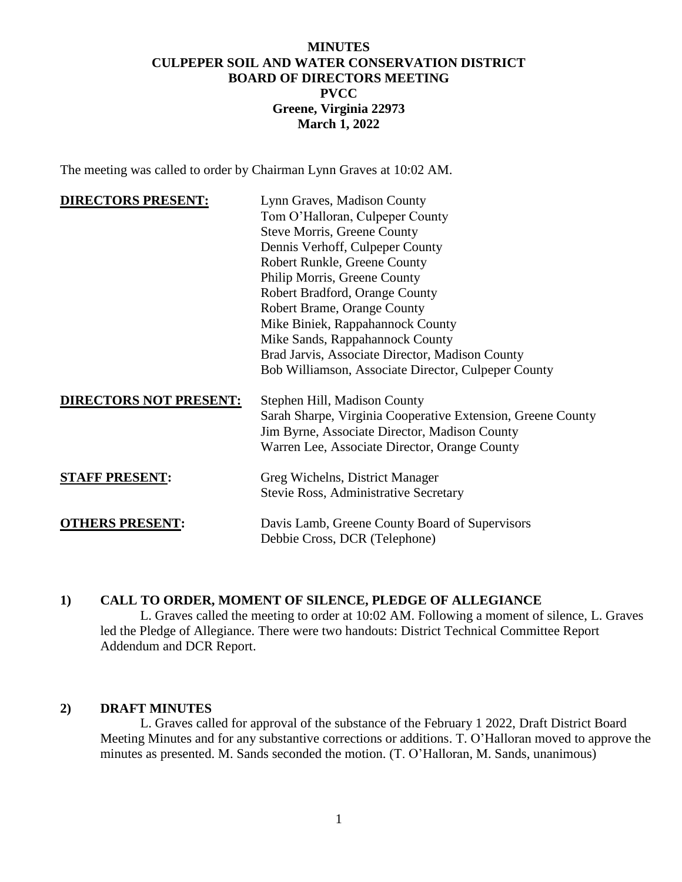# MINUTES
# CULPEPER SOIL AND WATER CONSERVATION DISTRICT
# BOARD OF DIRECTORS MEETING
# PVCC
# Greene, Virginia 22973
# March 1, 2022

The meeting was called to order by Chairman Lynn Graves at 10:02 AM.

| | |
|---|---|
| **DIRECTORS PRESENT:** | Lynn Graves, Madison County |
| | Tom O'Halloran, Culpeper County |
| | Steve Morris, Greene County |
| | Dennis Verhoff, Culpeper County |
| | Robert Runkle, Greene County |
| | Philip Morris, Greene County |
| | Robert Bradford, Orange County |
| | Robert Brame, Orange County |
| | Mike Biniek, Rappahannock County |
| | Mike Sands, Rappahannock County |
| | Brad Jarvis, Associate Director, Madison County |
| | Bob Williamson, Associate Director, Culpeper County |
| **DIRECTORS NOT PRESENT:** | Stephen Hill, Madison County |
| | Sarah Sharpe, Virginia Cooperative Extension, Greene County |
| | Jim Byrne, Associate Director, Madison County |
| | Warren Lee, Associate Director, Orange County |
| **STAFF PRESENT:** | Greg Wichelns, District Manager |
| | Stevie Ross, Administrative Secretary |
| **OTHERS PRESENT:** | Davis Lamb, Greene County Board of Supervisors |
| | Debbie Cross, DCR (Telephone) |

## 1) CALL TO ORDER, MOMENT OF SILENCE, PLEDGE OF ALLEGIANCE

L. Graves called the meeting to order at 10:02 AM. Following a moment of silence, L. Graves led the Pledge of Allegiance. There were two handouts: District Technical Committee Report Addendum and DCR Report.

## 2) DRAFT MINUTES

L. Graves called for approval of the substance of the February 1 2022, Draft District Board Meeting Minutes and for any substantive corrections or additions. T. O'Halloran moved to approve the minutes as presented. M. Sands seconded the motion. (T. O'Halloran, M. Sands, unanimous)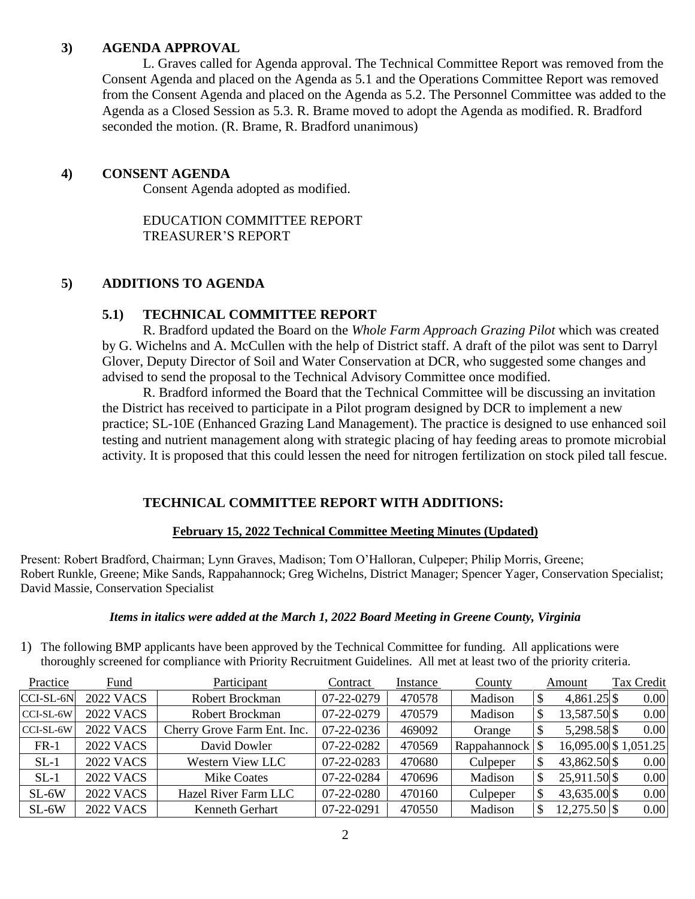## 3) AGENDA APPROVAL

L. Graves called for Agenda approval. The Technical Committee Report was removed from the Consent Agenda and placed on the Agenda as 5.1 and the Operations Committee Report was removed from the Consent Agenda and placed on the Agenda as 5.2. The Personnel Committee was added to the Agenda as a Closed Session as 5.3. R. Brame moved to adopt the Agenda as modified. R. Bradford seconded the motion. (R. Brame, R. Bradford unanimous)

## 4) CONSENT AGENDA

Consent Agenda adopted as modified.

EDUCATION COMMITTEE REPORT
TREASURER'S REPORT

## 5) ADDITIONS TO AGENDA

### 5.1) TECHNICAL COMMITTEE REPORT

R. Bradford updated the Board on the *Whole Farm Approach Grazing Pilot* which was created by G. Wichelns and A. McCullen with the help of District staff. A draft of the pilot was sent to Darryl Glover, Deputy Director of Soil and Water Conservation at DCR, who suggested some changes and advised to send the proposal to the Technical Advisory Committee once modified.

R. Bradford informed the Board that the Technical Committee will be discussing an invitation the District has received to participate in a Pilot program designed by DCR to implement a new practice; SL-10E (Enhanced Grazing Land Management). The practice is designed to use enhanced soil testing and nutrient management along with strategic placing of hay feeding areas to promote microbial activity. It is proposed that this could lessen the need for nitrogen fertilization on stock piled tall fescue.

### TECHNICAL COMMITTEE REPORT WITH ADDITIONS:

**February 15, 2022 Technical Committee Meeting Minutes (Updated)**

Present: Robert Bradford, Chairman; Lynn Graves, Madison; Tom O'Halloran, Culpeper; Philip Morris, Greene; Robert Runkle, Greene; Mike Sands, Rappahannock; Greg Wichelns, District Manager; Spencer Yager, Conservation Specialist; David Massie, Conservation Specialist

***Items in italics were added at the March 1, 2022 Board Meeting in Greene County, Virginia***

1) The following BMP applicants have been approved by the Technical Committee for funding. All applications were thoroughly screened for compliance with Priority Recruitment Guidelines. All met at least two of the priority criteria.

| Practice | Fund | Participant | Contract | Instance | County | Amount | Tax Credit |
|---|---|---|---|---|---|---|---|
| CCI-SL-6N | 2022 VACS | Robert Brockman | 07-22-0279 | 470578 | Madison | $ 4,861.25 | $ 0.00 |
| CCI-SL-6W | 2022 VACS | Robert Brockman | 07-22-0279 | 470579 | Madison | $ 13,587.50 | $ 0.00 |
| CCI-SL-6W | 2022 VACS | Cherry Grove Farm Ent. Inc. | 07-22-0236 | 469092 | Orange | $ 5,298.58 | $ 0.00 |
| FR-1 | 2022 VACS | David Dowler | 07-22-0282 | 470569 | Rappahannock | $ 16,095.00 | $ 1,051.25 |
| SL-1 | 2022 VACS | Western View LLC | 07-22-0283 | 470680 | Culpeper | $ 43,862.50 | $ 0.00 |
| SL-1 | 2022 VACS | Mike Coates | 07-22-0284 | 470696 | Madison | $ 25,911.50 | $ 0.00 |
| SL-6W | 2022 VACS | Hazel River Farm LLC | 07-22-0280 | 470160 | Culpeper | $ 43,635.00 | $ 0.00 |
| SL-6W | 2022 VACS | Kenneth Gerhart | 07-22-0291 | 470550 | Madison | $ 12,275.50 | $ 0.00 |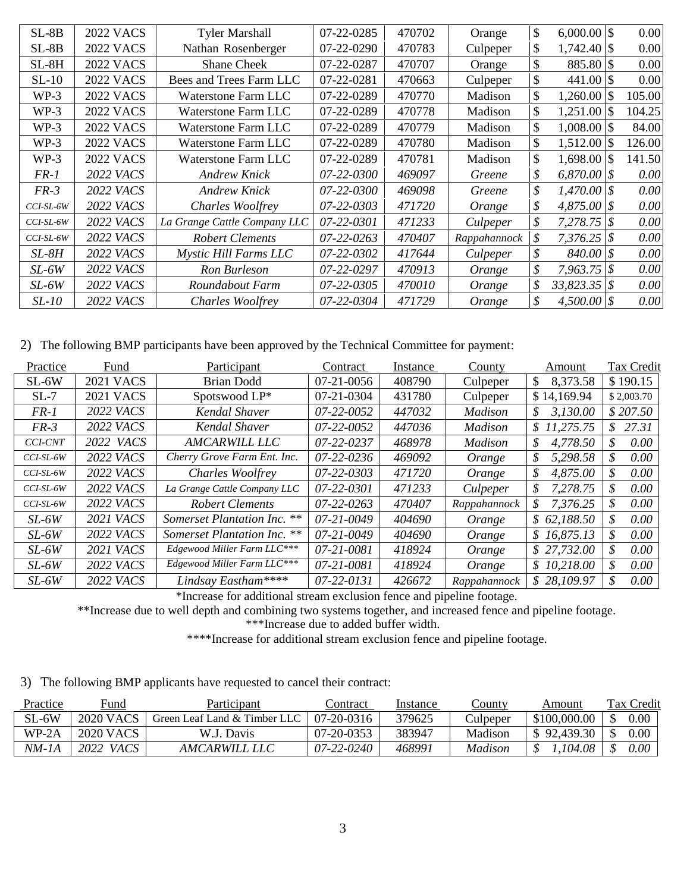| | | | | | | | |
|---|---|---|---|---|---|---|---|
| SL-8B | 2022 VACS | Tyler Marshall | 07-22-0285 | 470702 | Orange | $ 6,000.00 | $ 0.00 |
| SL-8B | 2022 VACS | Nathan Rosenberger | 07-22-0290 | 470783 | Culpeper | $ 1,742.40 | $ 0.00 |
| SL-8H | 2022 VACS | Shane Cheek | 07-22-0287 | 470707 | Orange | $ 885.80 | $ 0.00 |
| SL-10 | 2022 VACS | Bees and Trees Farm LLC | 07-22-0281 | 470663 | Culpeper | $ 441.00 | $ 0.00 |
| WP-3 | 2022 VACS | Waterstone Farm LLC | 07-22-0289 | 470770 | Madison | $ 1,260.00 | $ 105.00 |
| WP-3 | 2022 VACS | Waterstone Farm LLC | 07-22-0289 | 470778 | Madison | $ 1,251.00 | $ 104.25 |
| WP-3 | 2022 VACS | Waterstone Farm LLC | 07-22-0289 | 470779 | Madison | $ 1,008.00 | $ 84.00 |
| WP-3 | 2022 VACS | Waterstone Farm LLC | 07-22-0289 | 470780 | Madison | $ 1,512.00 | $ 126.00 |
| WP-3 | 2022 VACS | Waterstone Farm LLC | 07-22-0289 | 470781 | Madison | $ 1,698.00 | $ 141.50 |
| *FR-1* | *2022 VACS* | *Andrew Knick* | *07-22-0300* | *469097* | *Greene* | *$ 6,870.00* | *$ 0.00* |
| *FR-3* | *2022 VACS* | *Andrew Knick* | *07-22-0300* | *469098* | *Greene* | *$ 1,470.00* | *$ 0.00* |
| *CCI-SL-6W* | *2022 VACS* | *Charles Woolfrey* | *07-22-0303* | *471720* | *Orange* | *$ 4,875.00* | *$ 0.00* |
| *CCI-SL-6W* | *2022 VACS* | *La Grange Cattle Company LLC* | *07-22-0301* | *471233* | *Culpeper* | *$ 7,278.75* | *$ 0.00* |
| *CCI-SL-6W* | *2022 VACS* | *Robert Clements* | *07-22-0263* | *470407* | *Rappahannock* | *$ 7,376.25* | *$ 0.00* |
| *SL-8H* | *2022 VACS* | *Mystic Hill Farms LLC* | *07-22-0302* | *417644* | *Culpeper* | *$ 840.00* | *$ 0.00* |
| *SL-6W* | *2022 VACS* | *Ron Burleson* | *07-22-0297* | *470913* | *Orange* | *$ 7,963.75* | *$ 0.00* |
| *SL-6W* | *2022 VACS* | *Roundabout Farm* | *07-22-0305* | *470010* | *Orange* | *$ 33,823.35* | *$ 0.00* |
| *SL-10* | *2022 VACS* | *Charles Woolfrey* | *07-22-0304* | *471729* | *Orange* | *$ 4,500.00* | *$ 0.00* |

2) The following BMP participants have been approved by the Technical Committee for payment:

| Practice | Fund | Participant | Contract | Instance | County | Amount | Tax Credit |
|---|---|---|---|---|---|---|---|
| SL-6W | 2021 VACS | Brian Dodd | 07-21-0056 | 408790 | Culpeper | $ 8,373.58 | $ 190.15 |
| SL-7 | 2021 VACS | Spotswood LP* | 07-21-0304 | 431780 | Culpeper | $ 14,169.94 | $ 2,003.70 |
| *FR-1* | *2022 VACS* | *Kendal Shaver* | *07-22-0052* | *447032* | *Madison* | *$ 3,130.00* | *$ 207.50* |
| *FR-3* | *2022 VACS* | *Kendal Shaver* | *07-22-0052* | *447036* | *Madison* | *$ 11,275.75* | *$ 27.31* |
| *CCI-CNT* | *2022 VACS* | *AMCARWILL LLC* | *07-22-0237* | *468978* | *Madison* | *$ 4,778.50* | *$ 0.00* |
| *CCI-SL-6W* | *2022 VACS* | *Cherry Grove Farm Ent. Inc.* | *07-22-0236* | *469092* | *Orange* | *$ 5,298.58* | *$ 0.00* |
| *CCI-SL-6W* | *2022 VACS* | *Charles Woolfrey* | *07-22-0303* | *471720* | *Orange* | *$ 4,875.00* | *$ 0.00* |
| *CCI-SL-6W* | *2022 VACS* | *La Grange Cattle Company LLC* | *07-22-0301* | *471233* | *Culpeper* | *$ 7,278.75* | *$ 0.00* |
| *CCI-SL-6W* | *2022 VACS* | *Robert Clements* | *07-22-0263* | *470407* | *Rappahannock* | *$ 7,376.25* | *$ 0.00* |
| *SL-6W* | *2021 VACS* | *Somerset Plantation Inc. ** * | *07-21-0049* | *404690* | *Orange* | *$ 62,188.50* | *$ 0.00* |
| *SL-6W* | *2022 VACS* | *Somerset Plantation Inc. ** * | *07-21-0049* | *404690* | *Orange* | *$ 16,875.13* | *$ 0.00* |
| *SL-6W* | *2021 VACS* | *Edgewood Miller Farm LLC**** * | *07-21-0081* | *418924* | *Orange* | *$ 27,732.00* | *$ 0.00* |
| *SL-6W* | *2022 VACS* | *Edgewood Miller Farm LLC**** * | *07-21-0081* | *418924* | *Orange* | *$ 10,218.00* | *$ 0.00* |
| *SL-6W* | *2022 VACS* | *Lindsay Eastham***** * | *07-22-0131* | *426672* | *Rappahannock* | *$ 28,109.97* | *$ 0.00* |

*Increase for additional stream exclusion fence and pipeline footage.

**Increase due to well depth and combining two systems together, and increased fence and pipeline footage.

***Increase due to added buffer width.

****Increase for additional stream exclusion fence and pipeline footage.

3) The following BMP applicants have requested to cancel their contract:

| Practice | Fund | Participant | Contract | Instance | County | Amount | Tax Credit |
|---|---|---|---|---|---|---|---|
| SL-6W | 2020 VACS | Green Leaf Land & Timber LLC | 07-20-0316 | 379625 | Culpeper | $100,000.00 | $ 0.00 |
| WP-2A | 2020 VACS | W.J. Davis | 07-20-0353 | 383947 | Madison | $ 92,439.30 | $ 0.00 |
| *NM-1A* | *2022 VACS* | *AMCARWILL LLC* | *07-22-0240* | *468991* | *Madison* | *$ 1,104.08* | *$ 0.00* |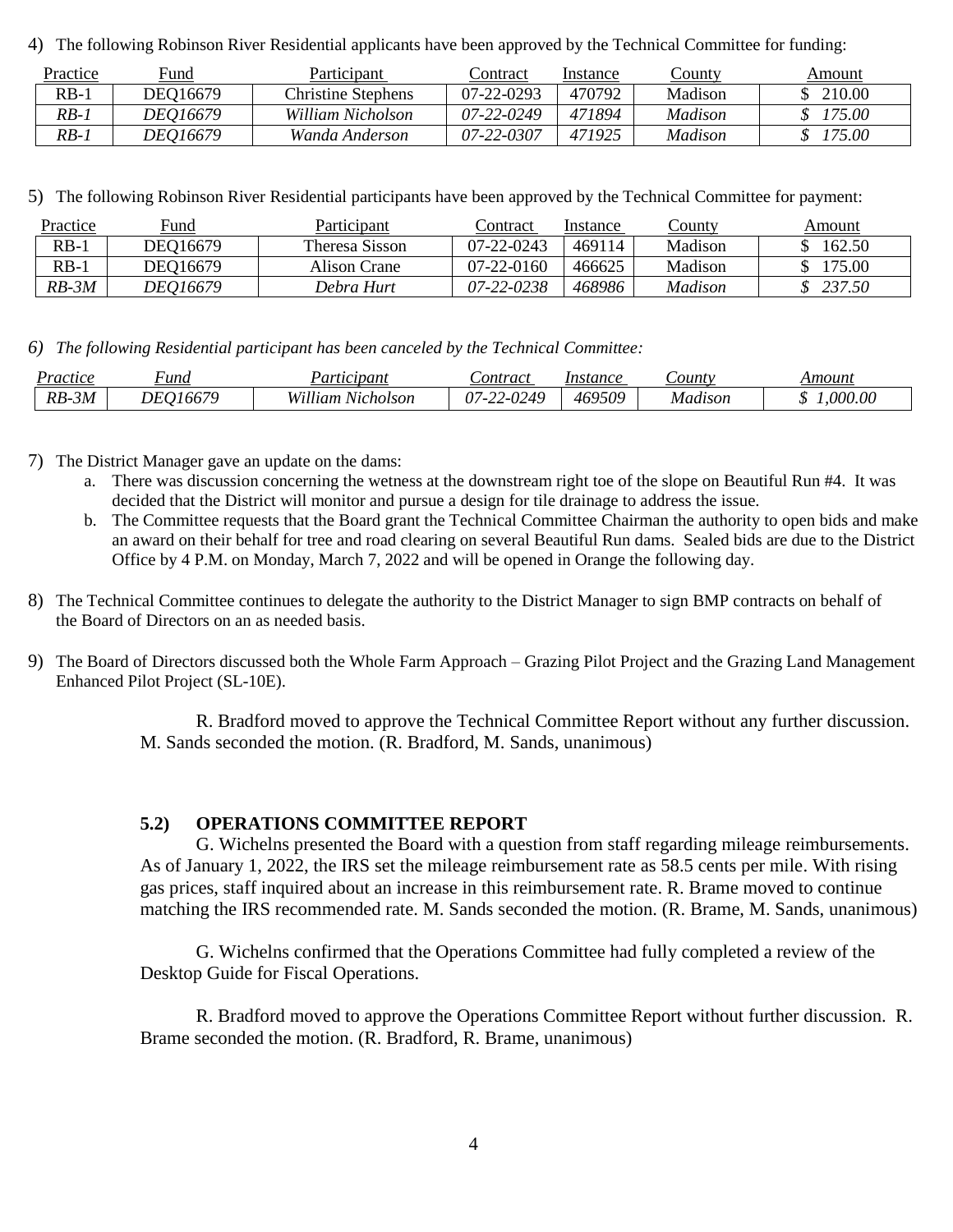4) The following Robinson River Residential applicants have been approved by the Technical Committee for funding:

| Practice | Fund | Participant | Contract | Instance | County | Amount |
|---|---|---|---|---|---|---|
| RB-1 | DEQ16679 | Christine Stephens | 07-22-0293 | 470792 | Madison | $ 210.00 |
| *RB-1* | *DEQ16679* | *William Nicholson* | *07-22-0249* | *471894* | *Madison* | *$ 175.00* |
| *RB-1* | *DEQ16679* | *Wanda Anderson* | *07-22-0307* | *471925* | *Madison* | *$ 175.00* |

5) The following Robinson River Residential participants have been approved by the Technical Committee for payment:

| Practice | Fund | Participant | Contract | Instance | County | Amount |
|---|---|---|---|---|---|---|
| RB-1 | DEQ16679 | Theresa Sisson | 07-22-0243 | 469114 | Madison | $ 162.50 |
| RB-1 | DEQ16679 | Alison Crane | 07-22-0160 | 466625 | Madison | $ 175.00 |
| *RB-3M* | *DEQ16679* | *Debra Hurt* | *07-22-0238* | *468986* | *Madison* | *$ 237.50* |

*6) The following Residential participant has been canceled by the Technical Committee:*

| *Practice* | *Fund* | *Participant* | *Contract* | *Instance* | *County* | *Amount* |
|---|---|---|---|---|---|---|
| *RB-3M* | *DEQ16679* | *William Nicholson* | *07-22-0249* | *469509* | *Madison* | *$ 1,000.00* |

7) The District Manager gave an update on the dams:
   a. There was discussion concerning the wetness at the downstream right toe of the slope on Beautiful Run #4. It was decided that the District will monitor and pursue a design for tile drainage to address the issue.
   b. The Committee requests that the Board grant the Technical Committee Chairman the authority to open bids and make an award on their behalf for tree and road clearing on several Beautiful Run dams. Sealed bids are due to the District Office by 4 P.M. on Monday, March 7, 2022 and will be opened in Orange the following day.

8) The Technical Committee continues to delegate the authority to the District Manager to sign BMP contracts on behalf of the Board of Directors on an as needed basis.

9) The Board of Directors discussed both the Whole Farm Approach – Grazing Pilot Project and the Grazing Land Management Enhanced Pilot Project (SL-10E).

R. Bradford moved to approve the Technical Committee Report without any further discussion. M. Sands seconded the motion. (R. Bradford, M. Sands, unanimous)

### 5.2) OPERATIONS COMMITTEE REPORT

G. Wichelns presented the Board with a question from staff regarding mileage reimbursements. As of January 1, 2022, the IRS set the mileage reimbursement rate as 58.5 cents per mile. With rising gas prices, staff inquired about an increase in this reimbursement rate. R. Brame moved to continue matching the IRS recommended rate. M. Sands seconded the motion. (R. Brame, M. Sands, unanimous)

G. Wichelns confirmed that the Operations Committee had fully completed a review of the Desktop Guide for Fiscal Operations.

R. Bradford moved to approve the Operations Committee Report without further discussion. R. Brame seconded the motion. (R. Bradford, R. Brame, unanimous)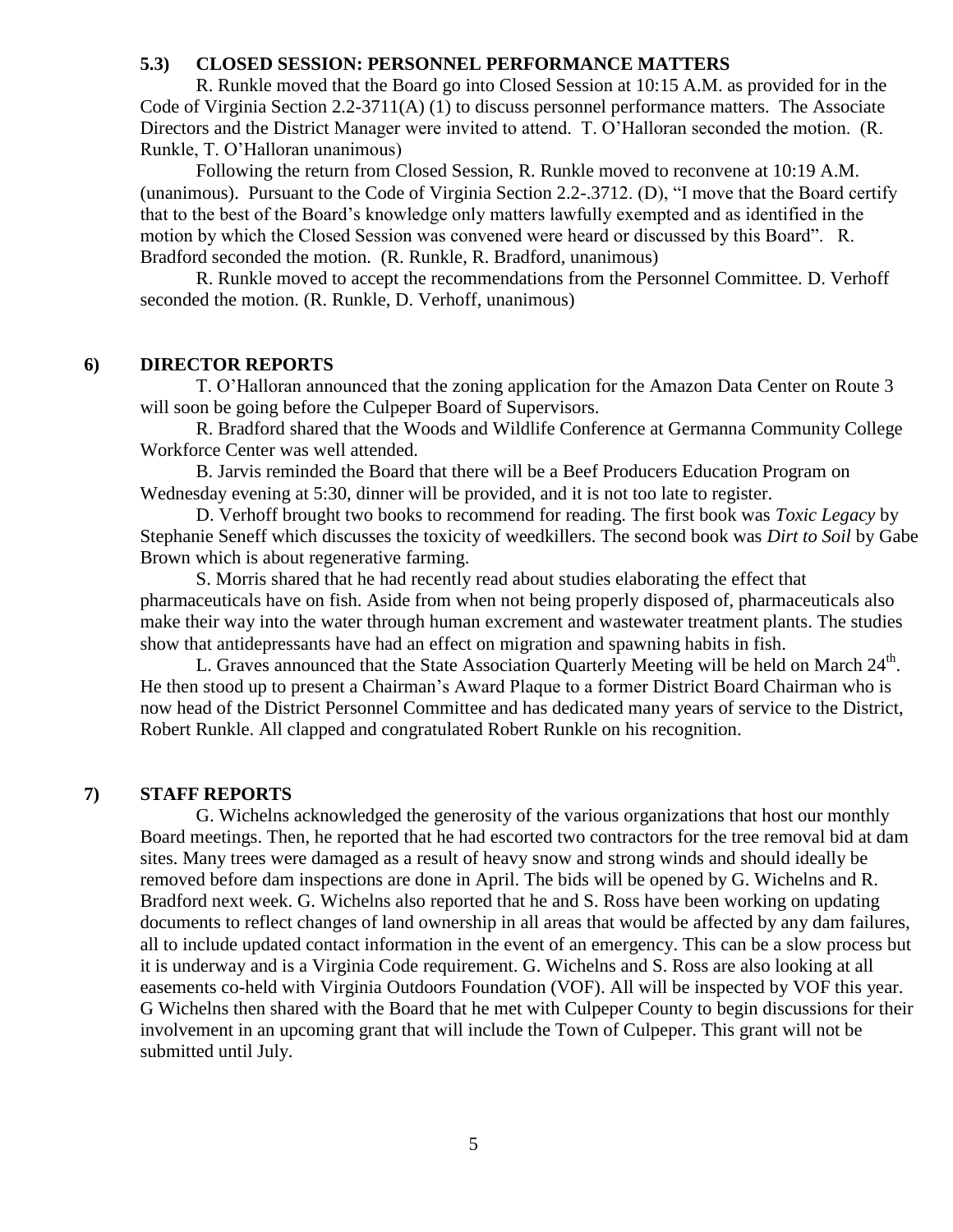### 5.3) CLOSED SESSION: PERSONNEL PERFORMANCE MATTERS

R. Runkle moved that the Board go into Closed Session at 10:15 A.M. as provided for in the Code of Virginia Section 2.2-3711(A) (1) to discuss personnel performance matters. The Associate Directors and the District Manager were invited to attend. T. O'Halloran seconded the motion. (R. Runkle, T. O'Halloran unanimous)

Following the return from Closed Session, R. Runkle moved to reconvene at 10:19 A.M. (unanimous). Pursuant to the Code of Virginia Section 2.2-.3712. (D), "I move that the Board certify that to the best of the Board's knowledge only matters lawfully exempted and as identified in the motion by which the Closed Session was convened were heard or discussed by this Board". R. Bradford seconded the motion. (R. Runkle, R. Bradford, unanimous)

R. Runkle moved to accept the recommendations from the Personnel Committee. D. Verhoff seconded the motion. (R. Runkle, D. Verhoff, unanimous)

## 6) DIRECTOR REPORTS

T. O'Halloran announced that the zoning application for the Amazon Data Center on Route 3 will soon be going before the Culpeper Board of Supervisors.

R. Bradford shared that the Woods and Wildlife Conference at Germanna Community College Workforce Center was well attended.

B. Jarvis reminded the Board that there will be a Beef Producers Education Program on Wednesday evening at 5:30, dinner will be provided, and it is not too late to register.

D. Verhoff brought two books to recommend for reading. The first book was *Toxic Legacy* by Stephanie Seneff which discusses the toxicity of weedkillers. The second book was *Dirt to Soil* by Gabe Brown which is about regenerative farming.

S. Morris shared that he had recently read about studies elaborating the effect that pharmaceuticals have on fish. Aside from when not being properly disposed of, pharmaceuticals also make their way into the water through human excrement and wastewater treatment plants. The studies show that antidepressants have had an effect on migration and spawning habits in fish.

L. Graves announced that the State Association Quarterly Meeting will be held on March 24th. He then stood up to present a Chairman's Award Plaque to a former District Board Chairman who is now head of the District Personnel Committee and has dedicated many years of service to the District, Robert Runkle. All clapped and congratulated Robert Runkle on his recognition.

## 7) STAFF REPORTS

G. Wichelns acknowledged the generosity of the various organizations that host our monthly Board meetings. Then, he reported that he had escorted two contractors for the tree removal bid at dam sites. Many trees were damaged as a result of heavy snow and strong winds and should ideally be removed before dam inspections are done in April. The bids will be opened by G. Wichelns and R. Bradford next week. G. Wichelns also reported that he and S. Ross have been working on updating documents to reflect changes of land ownership in all areas that would be affected by any dam failures, all to include updated contact information in the event of an emergency. This can be a slow process but it is underway and is a Virginia Code requirement. G. Wichelns and S. Ross are also looking at all easements co-held with Virginia Outdoors Foundation (VOF). All will be inspected by VOF this year. G Wichelns then shared with the Board that he met with Culpeper County to begin discussions for their involvement in an upcoming grant that will include the Town of Culpeper. This grant will not be submitted until July.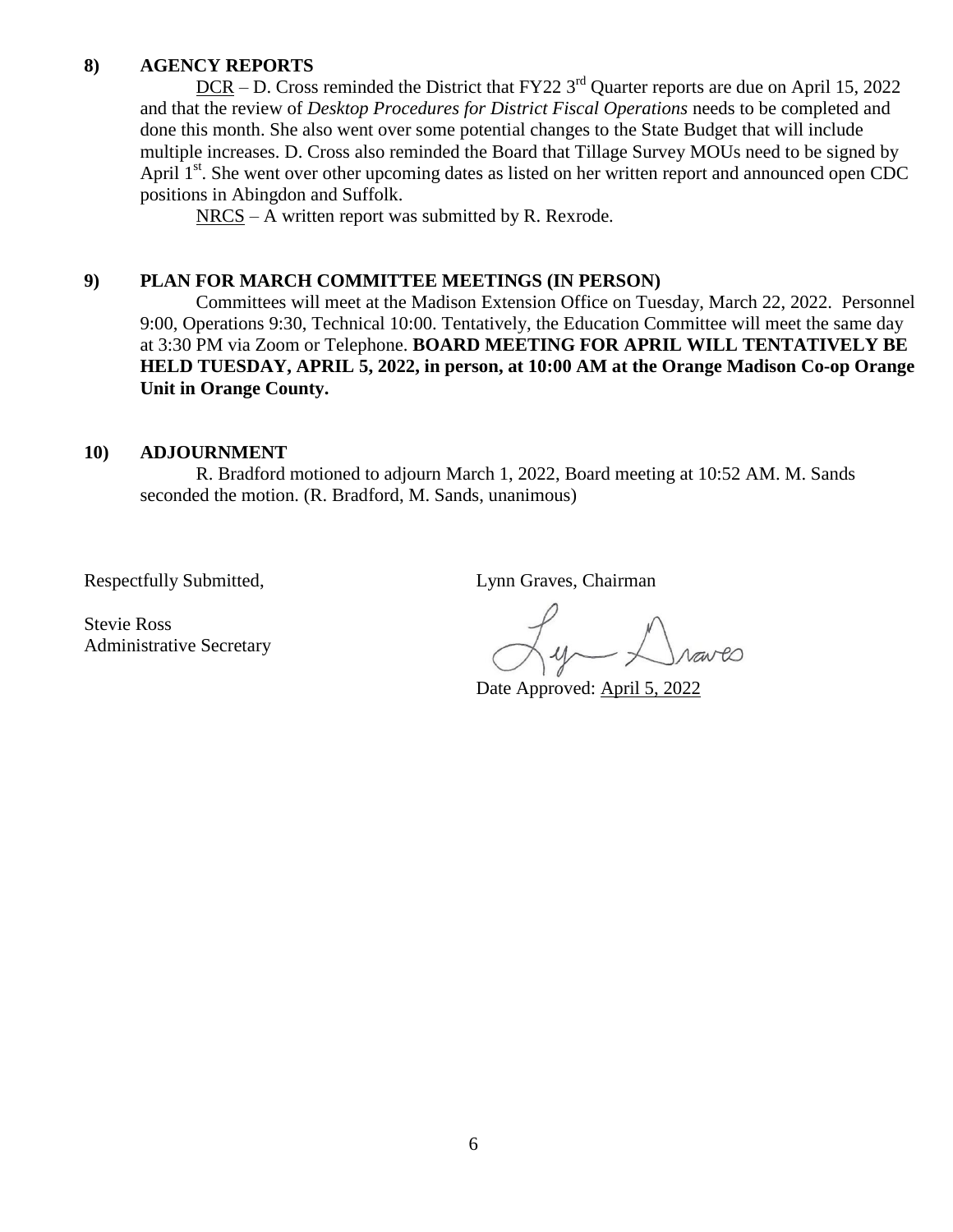## 8) AGENCY REPORTS

DCR – D. Cross reminded the District that FY22 3rd Quarter reports are due on April 15, 2022 and that the review of *Desktop Procedures for District Fiscal Operations* needs to be completed and done this month. She also went over some potential changes to the State Budget that will include multiple increases. D. Cross also reminded the Board that Tillage Survey MOUs need to be signed by April 1st. She went over other upcoming dates as listed on her written report and announced open CDC positions in Abingdon and Suffolk.

NRCS – A written report was submitted by R. Rexrode.

## 9) PLAN FOR MARCH COMMITTEE MEETINGS (IN PERSON)

Committees will meet at the Madison Extension Office on Tuesday, March 22, 2022. Personnel 9:00, Operations 9:30, Technical 10:00. Tentatively, the Education Committee will meet the same day at 3:30 PM via Zoom or Telephone. **BOARD MEETING FOR APRIL WILL TENTATIVELY BE HELD TUESDAY, APRIL 5, 2022, in person, at 10:00 AM at the Orange Madison Co-op Orange Unit in Orange County.**

## 10) ADJOURNMENT

R. Bradford motioned to adjourn March 1, 2022, Board meeting at 10:52 AM. M. Sands seconded the motion. (R. Bradford, M. Sands, unanimous)

Respectfully Submitted,

Stevie Ross
Administrative Secretary

Lynn Graves, Chairman

Date Approved: April 5, 2022